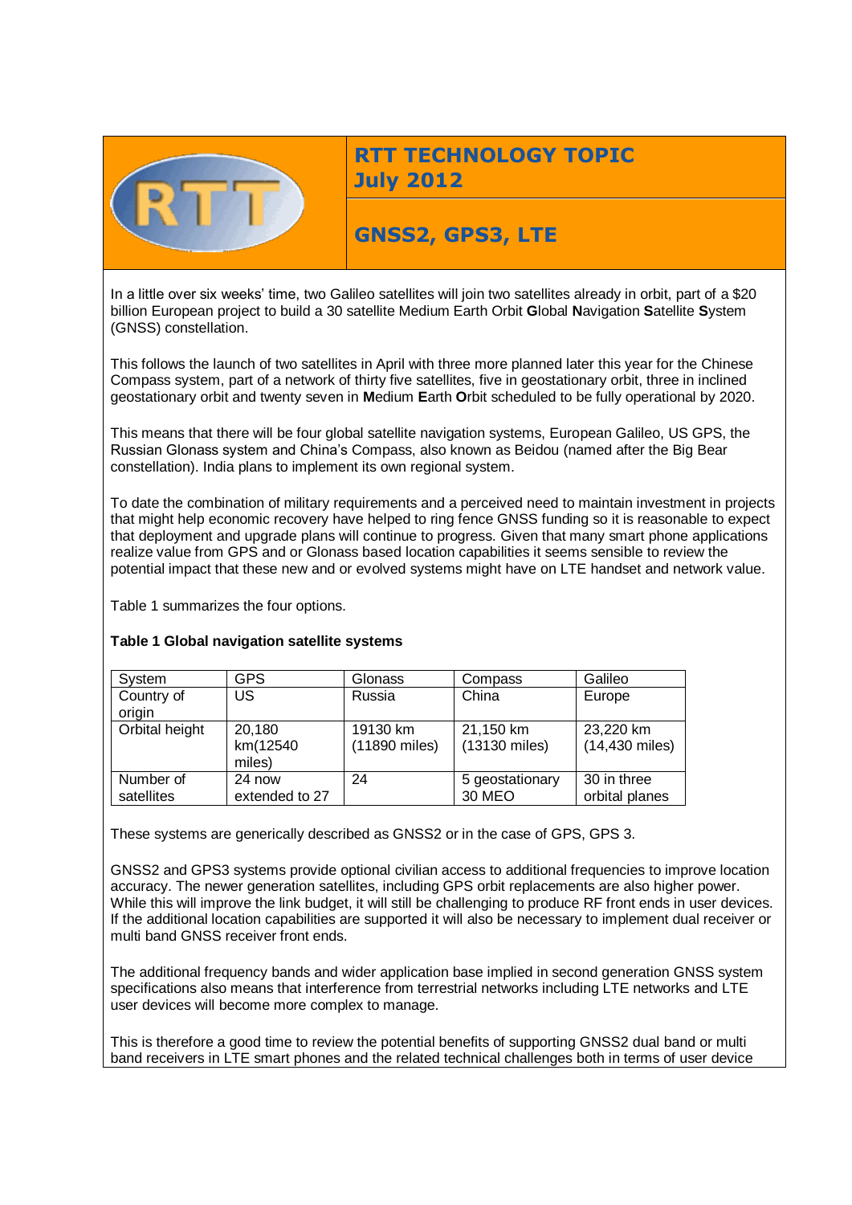# RTT TECHNOLOGY TOPIC
## July 2012

## GNSS2, GPS3, LTE

In a little over six weeks' time, two Galileo satellites will join two satellites already in orbit, part of a $20 billion European project to build a 30 satellite Medium Earth Orbit **G**lobal **N**avigation **S**atellite **S**ystem (GNSS) constellation.

This follows the launch of two satellites in April with three more planned later this year for the Chinese Compass system, part of a network of thirty five satellites, five in geostationary orbit, three in inclined geostationary orbit and twenty seven in **M**edium **E**arth **O**rbit scheduled to be fully operational by 2020.

This means that there will be four global satellite navigation systems, European Galileo, US GPS, the Russian Glonass system and China's Compass, also known as Beidou (named after the Big Bear constellation). India plans to implement its own regional system.

To date the combination of military requirements and a perceived need to maintain investment in projects that might help economic recovery have helped to ring fence GNSS funding so it is reasonable to expect that deployment and upgrade plans will continue to progress. Given that many smart phone applications realize value from GPS and or Glonass based location capabilities it seems sensible to review the potential impact that these new and or evolved systems might have on LTE handset and network value.

Table 1 summarizes the four options.

**Table 1 Global navigation satellite systems**

| System | GPS | Glonass | Compass | Galileo |
|---|---|---|---|---|
| Country of origin | US | Russia | China | Europe |
| Orbital height | 20,180 km(12540 miles) | 19130 km (11890 miles) | 21,150 km (13130 miles) | 23,220 km (14,430 miles) |
| Number of satellites | 24 now extended to 27 | 24 | 5 geostationary 30 MEO | 30 in three orbital planes |

These systems are generically described as GNSS2 or in the case of GPS, GPS 3.

GNSS2 and GPS3 systems provide optional civilian access to additional frequencies to improve location accuracy. The newer generation satellites, including GPS orbit replacements are also higher power. While this will improve the link budget, it will still be challenging to produce RF front ends in user devices. If the additional location capabilities are supported it will also be necessary to implement dual receiver or multi band GNSS receiver front ends.

The additional frequency bands and wider application base implied in second generation GNSS system specifications also means that interference from terrestrial networks including LTE networks and LTE user devices will become more complex to manage.

This is therefore a good time to review the potential benefits of supporting GNSS2 dual band or multi band receivers in LTE smart phones and the related technical challenges both in terms of user device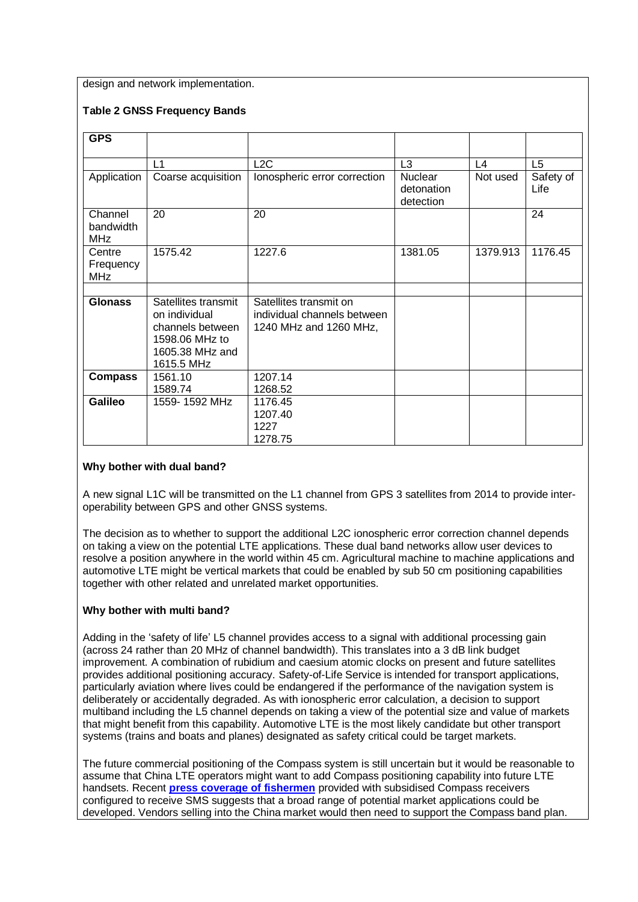design and network implementation.

**Table 2 GNSS Frequency Bands**

| **GPS** | | | | | |
|---|---|---|---|---|---|
| | L1 | L2C | L3 | L4 | L5 |
| Application | Coarse acquisition | Ionospheric error correction | Nuclear detonation detection | Not used | Safety of Life |
| Channel bandwidth MHz | 20 | 20 | | | 24 |
| Centre Frequency MHz | 1575.42 | 1227.6 | 1381.05 | 1379.913 | 1176.45 |
| | | | | | |
| **Glonass** | Satellites transmit on individual channels between 1598.06 MHz to 1605.38 MHz and 1615.5 MHz | Satellites transmit on individual channels between 1240 MHz and 1260 MHz, | | | |
| **Compass** | 1561.10 1589.74 | 1207.14 1268.52 | | | |
| **Galileo** | 1559- 1592 MHz | 1176.45 1207.40 1227 1278.75 | | | |

**Why bother with dual band?**

A new signal L1C will be transmitted on the L1 channel from GPS 3 satellites from 2014 to provide inter-operability between GPS and other GNSS systems.

The decision as to whether to support the additional L2C ionospheric error correction channel depends on taking a view on the potential LTE applications. These dual band networks allow user devices to resolve a position anywhere in the world within 45 cm. Agricultural machine to machine applications and automotive LTE might be vertical markets that could be enabled by sub 50 cm positioning capabilities together with other related and unrelated market opportunities.

**Why bother with multi band?**

Adding in the 'safety of life' L5 channel provides access to a signal with additional processing gain (across 24 rather than 20 MHz of channel bandwidth). This translates into a 3 dB link budget improvement. A combination of rubidium and caesium atomic clocks on present and future satellites provides additional positioning accuracy. Safety-of-Life Service is intended for transport applications, particularly aviation where lives could be endangered if the performance of the navigation system is deliberately or accidentally degraded. As with ionospheric error calculation, a decision to support multiband including the L5 channel depends on taking a view of the potential size and value of markets that might benefit from this capability. Automotive LTE is the most likely candidate but other transport systems (trains and boats and planes) designated as safety critical could be target markets.

The future commercial positioning of the Compass system is still uncertain but it would be reasonable to assume that China LTE operators might want to add Compass positioning capability into future LTE handsets. Recent **press coverage of fishermen** provided with subsidised Compass receivers configured to receive SMS suggests that a broad range of potential market applications could be developed. Vendors selling into the China market would then need to support the Compass band plan.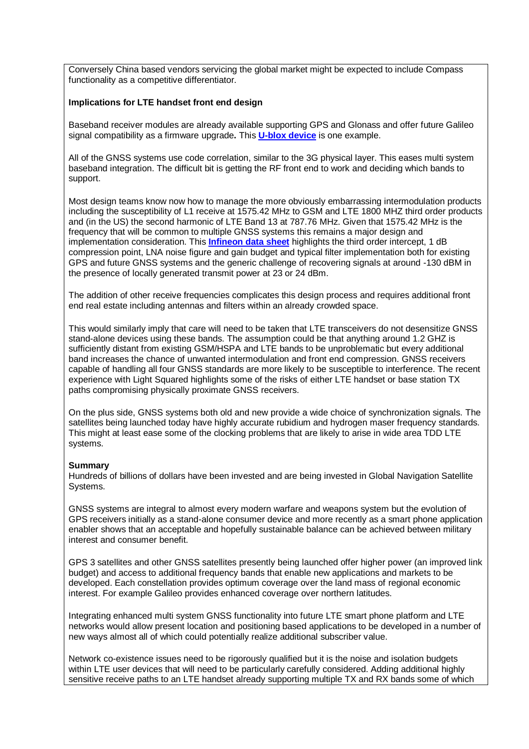Conversely China based vendors servicing the global market might be expected to include Compass functionality as a competitive differentiator.

**Implications for LTE handset front end design**

Baseband receiver modules are already available supporting GPS and Glonass and offer future Galileo signal compatibility as a firmware upgrade**.** This **U-blox device** is one example.

All of the GNSS systems use code correlation, similar to the 3G physical layer. This eases multi system baseband integration. The difficult bit is getting the RF front end to work and deciding which bands to support.

Most design teams know now how to manage the more obviously embarrassing intermodulation products including the susceptibility of L1 receive at 1575.42 MHz to GSM and LTE 1800 MHZ third order products and (in the US) the second harmonic of LTE Band 13 at 787.76 MHz. Given that 1575.42 MHz is the frequency that will be common to multiple GNSS systems this remains a major design and implementation consideration. This **Infineon data sheet** highlights the third order intercept, 1 dB compression point, LNA noise figure and gain budget and typical filter implementation both for existing GPS and future GNSS systems and the generic challenge of recovering signals at around -130 dBM in the presence of locally generated transmit power at 23 or 24 dBm.

The addition of other receive frequencies complicates this design process and requires additional front end real estate including antennas and filters within an already crowded space.

This would similarly imply that care will need to be taken that LTE transceivers do not desensitize GNSS stand-alone devices using these bands. The assumption could be that anything around 1.2 GHZ is sufficiently distant from existing GSM/HSPA and LTE bands to be unproblematic but every additional band increases the chance of unwanted intermodulation and front end compression. GNSS receivers capable of handling all four GNSS standards are more likely to be susceptible to interference. The recent experience with Light Squared highlights some of the risks of either LTE handset or base station TX paths compromising physically proximate GNSS receivers.

On the plus side, GNSS systems both old and new provide a wide choice of synchronization signals. The satellites being launched today have highly accurate rubidium and hydrogen maser frequency standards. This might at least ease some of the clocking problems that are likely to arise in wide area TDD LTE systems.

**Summary**

Hundreds of billions of dollars have been invested and are being invested in Global Navigation Satellite Systems.

GNSS systems are integral to almost every modern warfare and weapons system but the evolution of GPS receivers initially as a stand-alone consumer device and more recently as a smart phone application enabler shows that an acceptable and hopefully sustainable balance can be achieved between military interest and consumer benefit.

GPS 3 satellites and other GNSS satellites presently being launched offer higher power (an improved link budget) and access to additional frequency bands that enable new applications and markets to be developed. Each constellation provides optimum coverage over the land mass of regional economic interest. For example Galileo provides enhanced coverage over northern latitudes.

Integrating enhanced multi system GNSS functionality into future LTE smart phone platform and LTE networks would allow present location and positioning based applications to be developed in a number of new ways almost all of which could potentially realize additional subscriber value.

Network co-existence issues need to be rigorously qualified but it is the noise and isolation budgets within LTE user devices that will need to be particularly carefully considered. Adding additional highly sensitive receive paths to an LTE handset already supporting multiple TX and RX bands some of which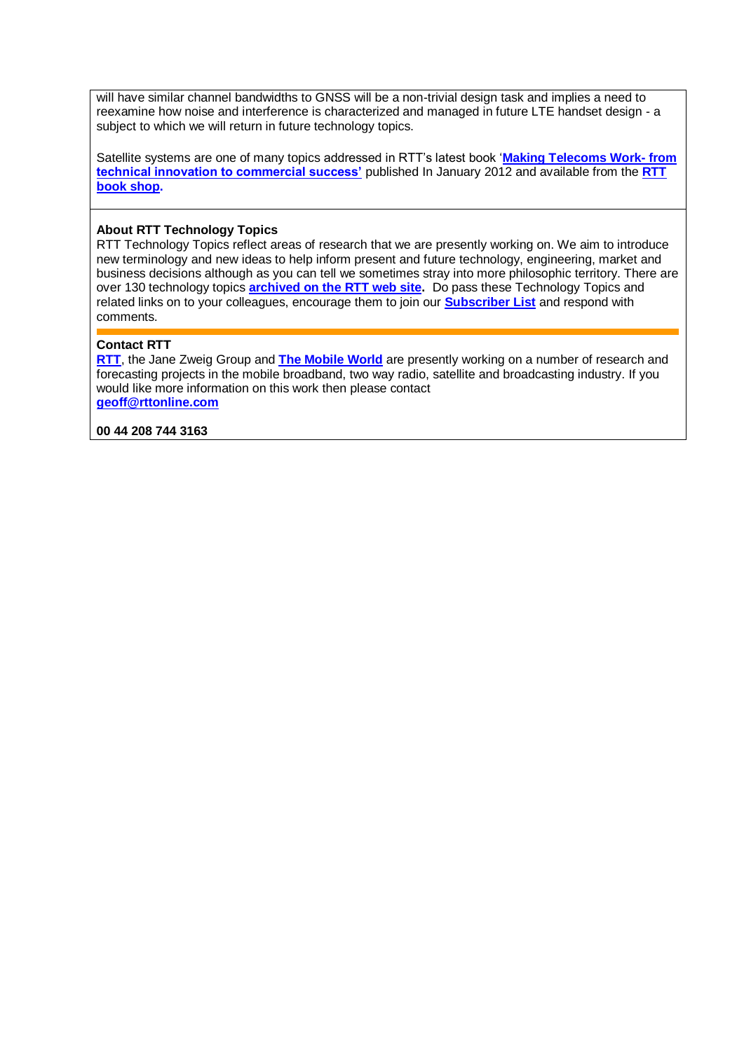will have similar channel bandwidths to GNSS will be a non-trivial design task and implies a need to reexamine how noise and interference is characterized and managed in future LTE handset design - a subject to which we will return in future technology topics.

Satellite systems are one of many topics addressed in RTT's latest book '**Making Telecoms Work- from technical innovation to commercial success'** published In January 2012 and available from the **RTT book shop**.

**About RTT Technology Topics**

RTT Technology Topics reflect areas of research that we are presently working on. We aim to introduce new terminology and new ideas to help inform present and future technology, engineering, market and business decisions although as you can tell we sometimes stray into more philosophic territory. There are over 130 technology topics **archived on the RTT web site.** Do pass these Technology Topics and related links on to your colleagues, encourage them to join our **Subscriber List** and respond with comments.

**Contact RTT**

**RTT**, the Jane Zweig Group and **The Mobile World** are presently working on a number of research and forecasting projects in the mobile broadband, two way radio, satellite and broadcasting industry. If you would like more information on this work then please contact
**geoff@rttonline.com**

**00 44 208 744 3163**